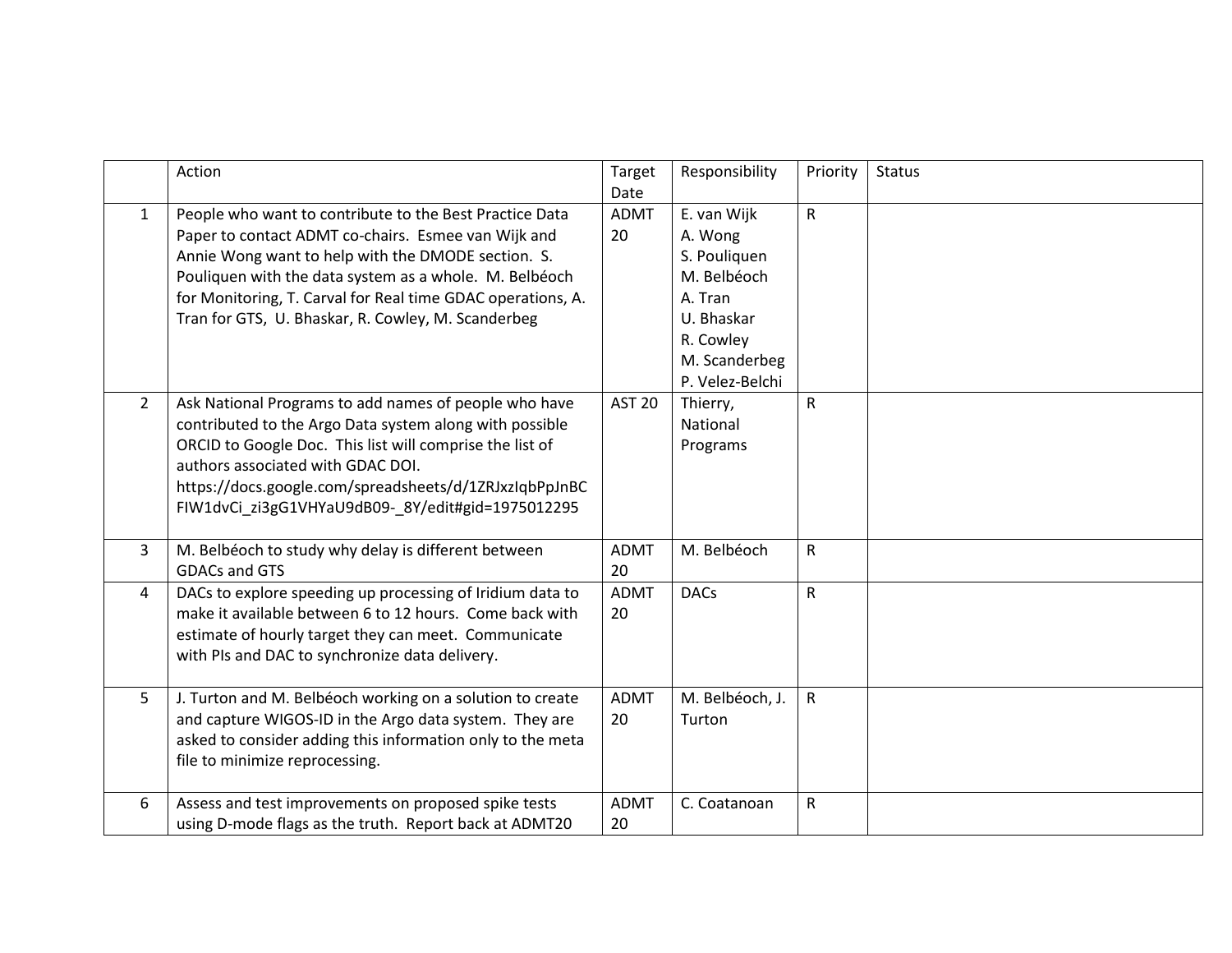| | Action | Target Date | Responsibility | Priority | Status |
|---|---|---|---|---|---|
| 1 | People who want to contribute to the Best Practice Data Paper to contact ADMT co-chairs. Esmee van Wijk and Annie Wong want to help with the DMODE section. S. Pouliquen with the data system as a whole. M. Belbéoch for Monitoring, T. Carval for Real time GDAC operations, A. Tran for GTS, U. Bhaskar, R. Cowley, M. Scanderbeg | ADMT 20 | E. van Wijk<br>A. Wong<br>S. Pouliquen<br>M. Belbéoch<br>A. Tran<br>U. Bhaskar<br>R. Cowley<br>M. Scanderbeg<br>P. Velez-Belchi | R | |
| 2 | Ask National Programs to add names of people who have contributed to the Argo Data system along with possible ORCID to Google Doc. This list will comprise the list of authors associated with GDAC DOI. https://docs.google.com/spreadsheets/d/1ZRJxzIqbPpJnBCFIW1dvCi_zi3gG1VHYaU9dB09-_8Y/edit#gid=1975012295 | AST 20 | Thierry, National Programs | R | |
| 3 | M. Belbéoch to study why delay is different between GDACs and GTS | ADMT 20 | M. Belbéoch | R | |
| 4 | DACs to explore speeding up processing of Iridium data to make it available between 6 to 12 hours. Come back with estimate of hourly target they can meet. Communicate with PIs and DAC to synchronize data delivery. | ADMT 20 | DACs | R | |
| 5 | J. Turton and M. Belbéoch working on a solution to create and capture WIGOS-ID in the Argo data system. They are asked to consider adding this information only to the meta file to minimize reprocessing. | ADMT 20 | M. Belbéoch, J. Turton | R | |
| 6 | Assess and test improvements on proposed spike tests using D-mode flags as the truth. Report back at ADMT20 | ADMT 20 | C. Coatanoan | R | |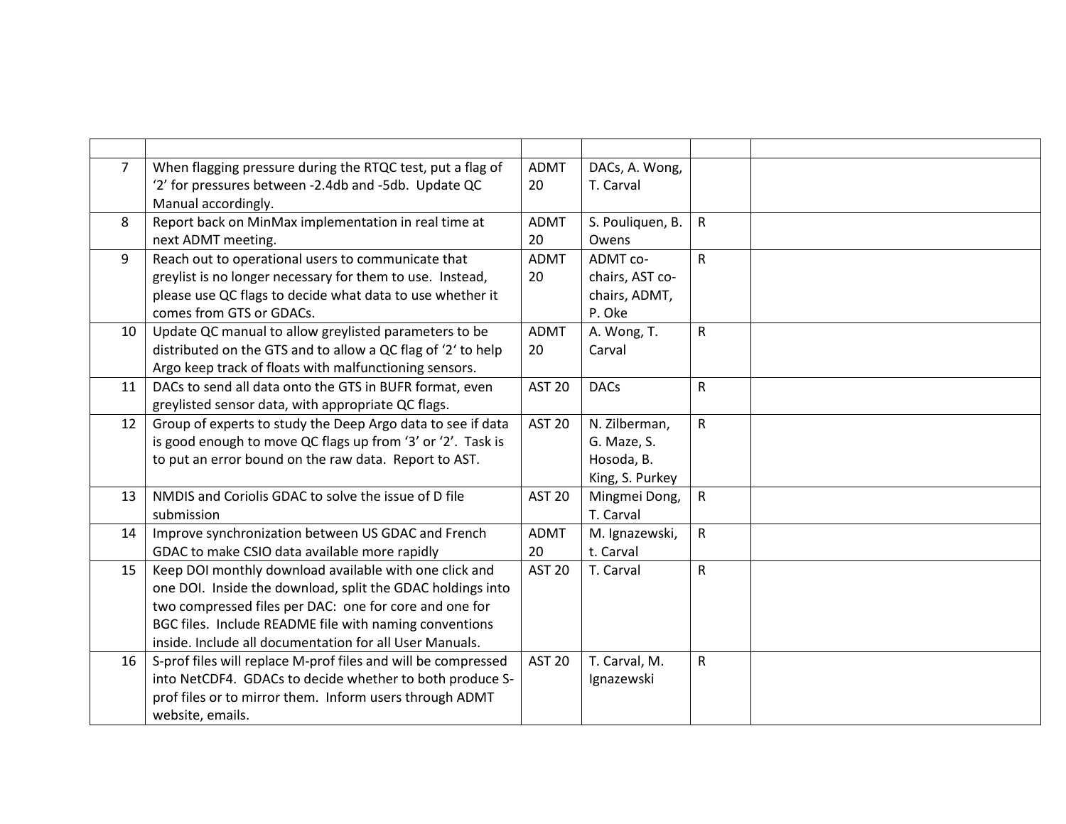| | | | | | |
|---|---|---|---|---|---|
| 7 | When flagging pressure during the RTQC test, put a flag of '2' for pressures between -2.4db and -5db. Update QC Manual accordingly. | ADMT 20 | DACs, A. Wong, T. Carval | | |
| 8 | Report back on MinMax implementation in real time at next ADMT meeting. | ADMT 20 | S. Pouliquen, B. Owens | R | |
| 9 | Reach out to operational users to communicate that greylist is no longer necessary for them to use. Instead, please use QC flags to decide what data to use whether it comes from GTS or GDACs. | ADMT 20 | ADMT co-chairs, AST co-chairs, ADMT, P. Oke | R | |
| 10 | Update QC manual to allow greylisted parameters to be distributed on the GTS and to allow a QC flag of '2' to help Argo keep track of floats with malfunctioning sensors. | ADMT 20 | A. Wong, T. Carval | R | |
| 11 | DACs to send all data onto the GTS in BUFR format, even greylisted sensor data, with appropriate QC flags. | AST 20 | DACs | R | |
| 12 | Group of experts to study the Deep Argo data to see if data is good enough to move QC flags up from '3' or '2'. Task is to put an error bound on the raw data. Report to AST. | AST 20 | N. Zilberman, G. Maze, S. Hosoda, B. King, S. Purkey | R | |
| 13 | NMDIS and Coriolis GDAC to solve the issue of D file submission | AST 20 | Mingmei Dong, T. Carval | R | |
| 14 | Improve synchronization between US GDAC and French GDAC to make CSIO data available more rapidly | ADMT 20 | M. Ignazewski, t. Carval | R | |
| 15 | Keep DOI monthly download available with one click and one DOI. Inside the download, split the GDAC holdings into two compressed files per DAC: one for core and one for BGC files. Include README file with naming conventions inside. Include all documentation for all User Manuals. | AST 20 | T. Carval | R | |
| 16 | S-prof files will replace M-prof files and will be compressed into NetCDF4. GDACs to decide whether to both produce S-prof files or to mirror them. Inform users through ADMT website, emails. | AST 20 | T. Carval, M. Ignazewski | R | |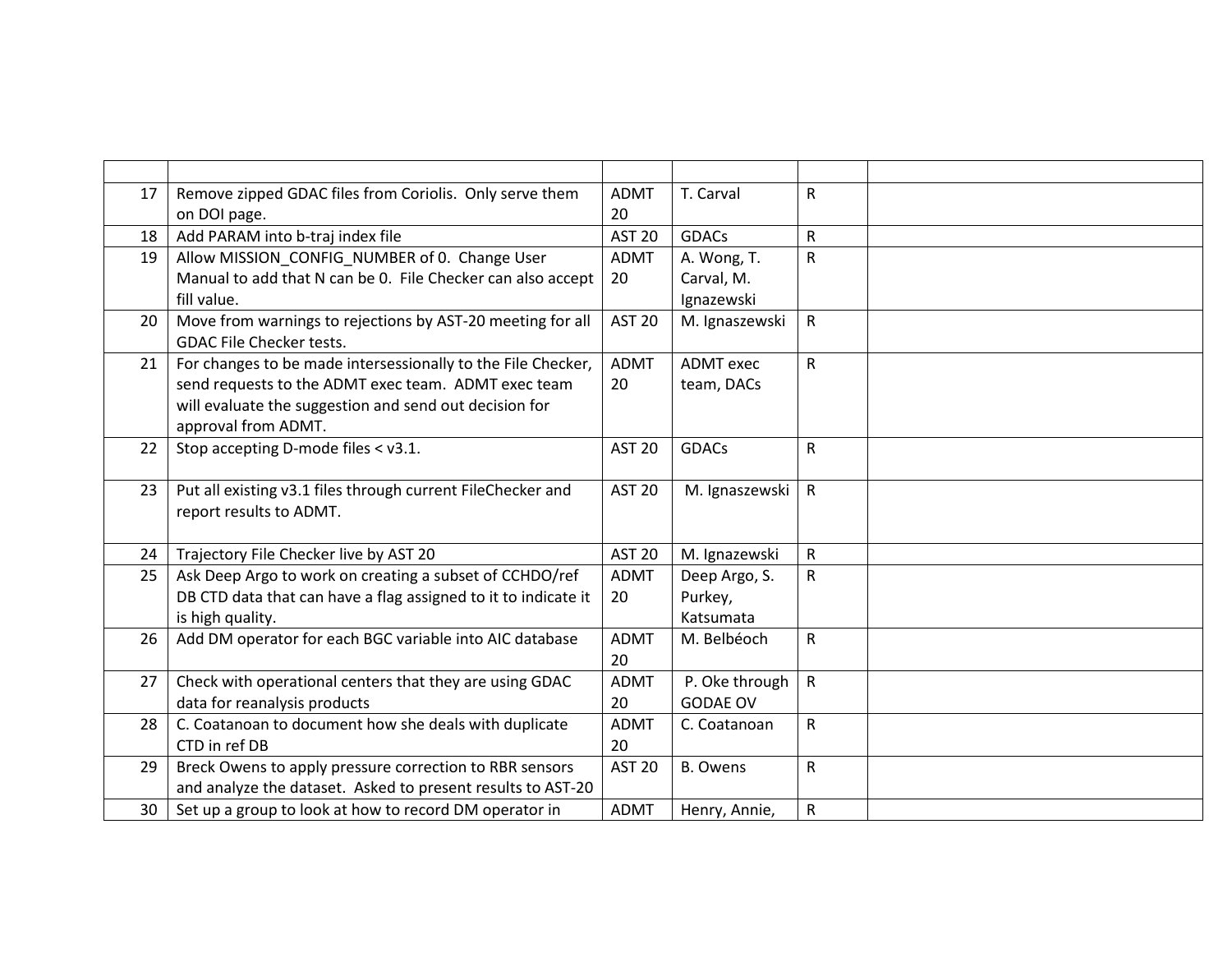| | | | | | |
|---|---|---|---|---|---|
| 17 | Remove zipped GDAC files from Coriolis. Only serve them on DOI page. | ADMT 20 | T. Carval | R | |
| 18 | Add PARAM into b-traj index file | AST 20 | GDACs | R | |
| 19 | Allow MISSION_CONFIG_NUMBER of 0. Change User Manual to add that N can be 0. File Checker can also accept fill value. | ADMT 20 | A. Wong, T. Carval, M. Ignazewski | R | |
| 20 | Move from warnings to rejections by AST-20 meeting for all GDAC File Checker tests. | AST 20 | M. Ignaszewski | R | |
| 21 | For changes to be made intersessionally to the File Checker, send requests to the ADMT exec team. ADMT exec team will evaluate the suggestion and send out decision for approval from ADMT. | ADMT 20 | ADMT exec team, DACs | R | |
| 22 | Stop accepting D-mode files < v3.1. | AST 20 | GDACs | R | |
| 23 | Put all existing v3.1 files through current FileChecker and report results to ADMT. | AST 20 | M. Ignaszewski | R | |
| 24 | Trajectory File Checker live by AST 20 | AST 20 | M. Ignazewski | R | |
| 25 | Ask Deep Argo to work on creating a subset of CCHDO/ref DB CTD data that can have a flag assigned to it to indicate it is high quality. | ADMT 20 | Deep Argo, S. Purkey, Katsumata | R | |
| 26 | Add DM operator for each BGC variable into AIC database | ADMT 20 | M. Belbéoch | R | |
| 27 | Check with operational centers that they are using GDAC data for reanalysis products | ADMT 20 | P. Oke through GODAE OV | R | |
| 28 | C. Coatanoan to document how she deals with duplicate CTD in ref DB | ADMT 20 | C. Coatanoan | R | |
| 29 | Breck Owens to apply pressure correction to RBR sensors and analyze the dataset. Asked to present results to AST-20 | AST 20 | B. Owens | R | |
| 30 | Set up a group to look at how to record DM operator in | ADMT | Henry, Annie, | R | |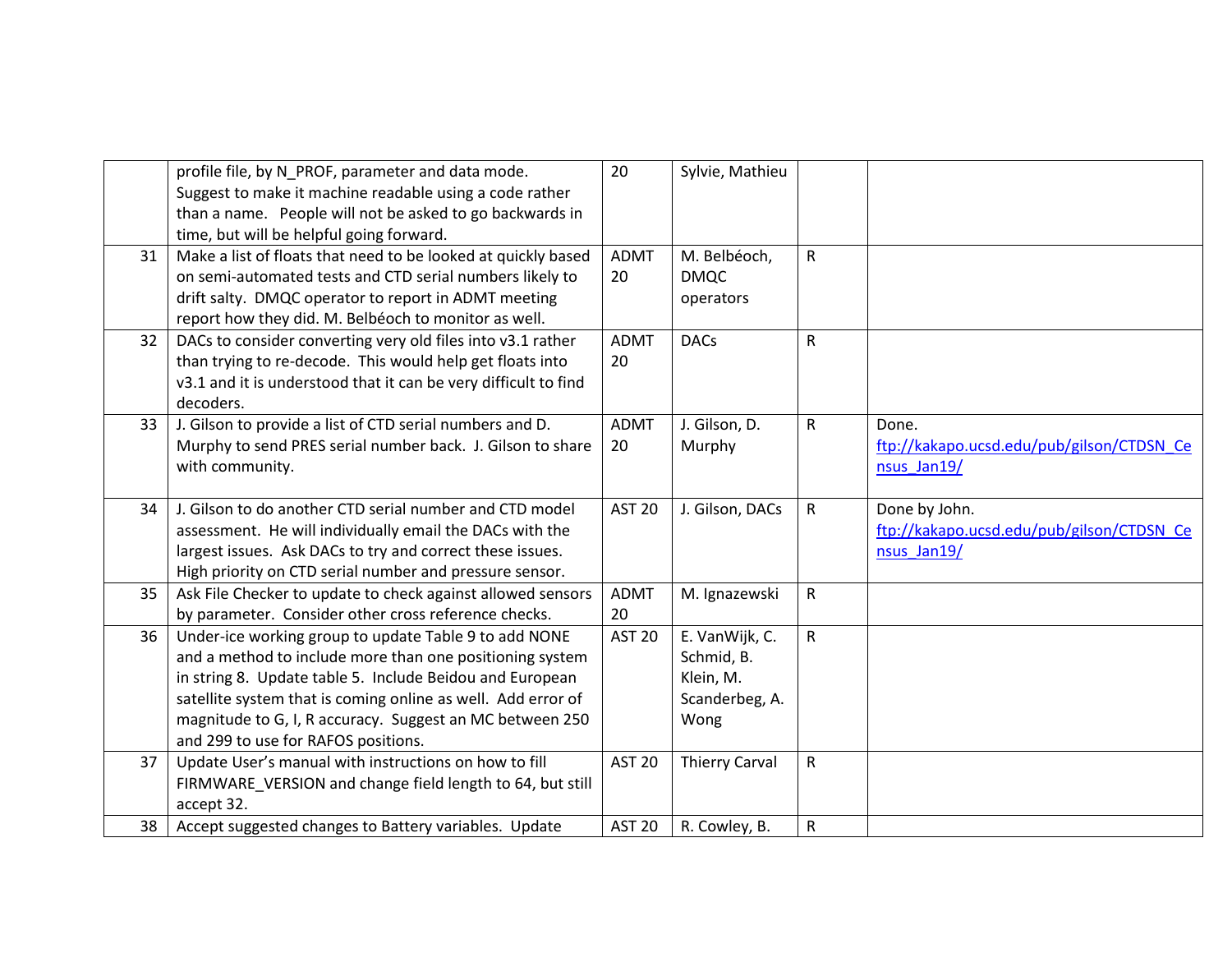| | | | | | |
|---|---|---|---|---|---|
| | profile file, by N_PROF, parameter and data mode. Suggest to make it machine readable using a code rather than a name. People will not be asked to go backwards in time, but will be helpful going forward. | 20 | Sylvie, Mathieu | | |
| 31 | Make a list of floats that need to be looked at quickly based on semi-automated tests and CTD serial numbers likely to drift salty. DMQC operator to report in ADMT meeting report how they did. M. Belbéoch to monitor as well. | ADMT 20 | M. Belbéoch, DMQC operators | R | |
| 32 | DACs to consider converting very old files into v3.1 rather than trying to re-decode. This would help get floats into v3.1 and it is understood that it can be very difficult to find decoders. | ADMT 20 | DACs | R | |
| 33 | J. Gilson to provide a list of CTD serial numbers and D. Murphy to send PRES serial number back. J. Gilson to share with community. | ADMT 20 | J. Gilson, D. Murphy | R | Done. ftp://kakapo.ucsd.edu/pub/gilson/CTDSN_Census_Jan19/ |
| 34 | J. Gilson to do another CTD serial number and CTD model assessment. He will individually email the DACs with the largest issues. Ask DACs to try and correct these issues. High priority on CTD serial number and pressure sensor. | AST 20 | J. Gilson, DACs | R | Done by John. ftp://kakapo.ucsd.edu/pub/gilson/CTDSN_Census_Jan19/ |
| 35 | Ask File Checker to update to check against allowed sensors by parameter. Consider other cross reference checks. | ADMT 20 | M. Ignazewski | R | |
| 36 | Under-ice working group to update Table 9 to add NONE and a method to include more than one positioning system in string 8. Update table 5. Include Beidou and European satellite system that is coming online as well. Add error of magnitude to G, I, R accuracy. Suggest an MC between 250 and 299 to use for RAFOS positions. | AST 20 | E. VanWijk, C. Schmid, B. Klein, M. Scanderbeg, A. Wong | R | |
| 37 | Update User's manual with instructions on how to fill FIRMWARE_VERSION and change field length to 64, but still accept 32. | AST 20 | Thierry Carval | R | |
| 38 | Accept suggested changes to Battery variables. Update | AST 20 | R. Cowley, B. | R | |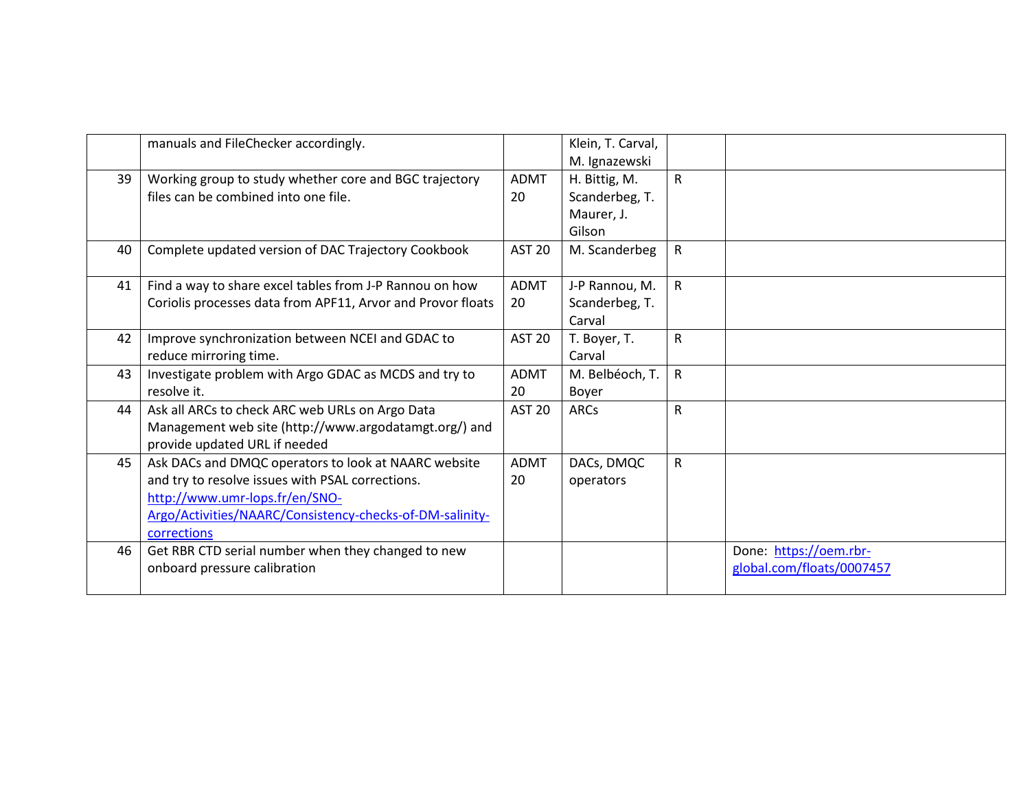| | | | | | |
|---|---|---|---|---|---|
| | manuals and FileChecker accordingly. | | Klein, T. Carval, M. Ignazewski | | |
| 39 | Working group to study whether core and BGC trajectory files can be combined into one file. | ADMT 20 | H. Bittig, M. Scanderberg, T. Maurer, J. Gilson | R | |
| 40 | Complete updated version of DAC Trajectory Cookbook | AST 20 | M. Scanderbeg | R | |
| 41 | Find a way to share excel tables from J-P Rannou on how Coriolis processes data from APF11, Arvor and Provor floats | ADMT 20 | J-P Rannou, M. Scanderbeg, T. Carval | R | |
| 42 | Improve synchronization between NCEI and GDAC to reduce mirroring time. | AST 20 | T. Boyer, T. Carval | R | |
| 43 | Investigate problem with Argo GDAC as MCDS and try to resolve it. | ADMT 20 | M. Belbéoch, T. Boyer | R | |
| 44 | Ask all ARCs to check ARC web URLs on Argo Data Management web site (http://www.argodatamgt.org/) and provide updated URL if needed | AST 20 | ARCs | R | |
| 45 | Ask DACs and DMQC operators to look at NAARC website and try to resolve issues with PSAL corrections. http://www.umr-lops.fr/en/SNO-Argo/Activities/NAARC/Consistency-checks-of-DM-salinity-corrections | ADMT 20 | DACs, DMQC operators | R | |
| 46 | Get RBR CTD serial number when they changed to new onboard pressure calibration | | | | Done: https://oem.rbr-global.com/floats/0007457 |